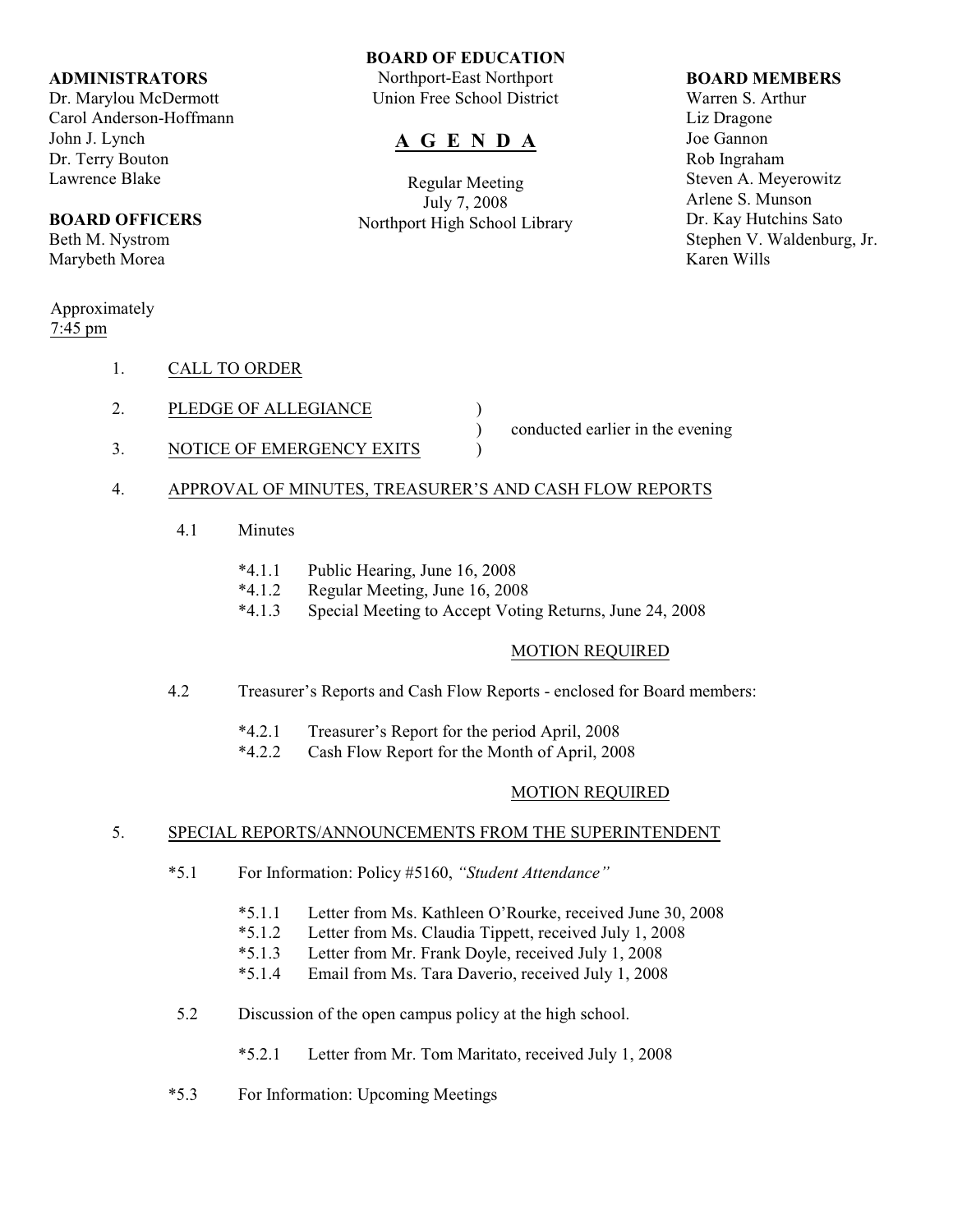**ADMINISTRATORS**
Dr. Marylou McDermott
Carol Anderson-Hoffmann
John J. Lynch
Dr. Terry Bouton
Lawrence Blake

**BOARD OFFICERS**
Beth M. Nystrom
Marybeth Morea

**BOARD OF EDUCATION**
Northport-East Northport
Union Free School District

# A G E N D A

Regular Meeting
July 7, 2008
Northport High School Library

**BOARD MEMBERS**
Warren S. Arthur
Liz Dragone
Joe Gannon
Rob Ingraham
Steven A. Meyerowitz
Arlene S. Munson
Dr. Kay Hutchins Sato
Stephen V. Waldenburg, Jr.
Karen Wills

Approximately
7:45 pm

1. CALL TO ORDER

2. PLEDGE OF ALLEGIANCE ) conducted earlier in the evening

3. NOTICE OF EMERGENCY EXITS )

4. APPROVAL OF MINUTES, TREASURER'S AND CASH FLOW REPORTS

   4.1 Minutes

   *4.1.1 Public Hearing, June 16, 2008
   *4.1.2 Regular Meeting, June 16, 2008
   *4.1.3 Special Meeting to Accept Voting Returns, June 24, 2008

   MOTION REQUIRED

   4.2 Treasurer's Reports and Cash Flow Reports - enclosed for Board members:

   *4.2.1 Treasurer's Report for the period April, 2008
   *4.2.2 Cash Flow Report for the Month of April, 2008

   MOTION REQUIRED

5. SPECIAL REPORTS/ANNOUNCEMENTS FROM THE SUPERINTENDENT

   *5.1 For Information: Policy #5160, *"Student Attendance"*

   *5.1.1 Letter from Ms. Kathleen O'Rourke, received June 30, 2008
   *5.1.2 Letter from Ms. Claudia Tippett, received July 1, 2008
   *5.1.3 Letter from Mr. Frank Doyle, received July 1, 2008
   *5.1.4 Email from Ms. Tara Daverio, received July 1, 2008

   5.2 Discussion of the open campus policy at the high school.

   *5.2.1 Letter from Mr. Tom Maritato, received July 1, 2008

   *5.3 For Information: Upcoming Meetings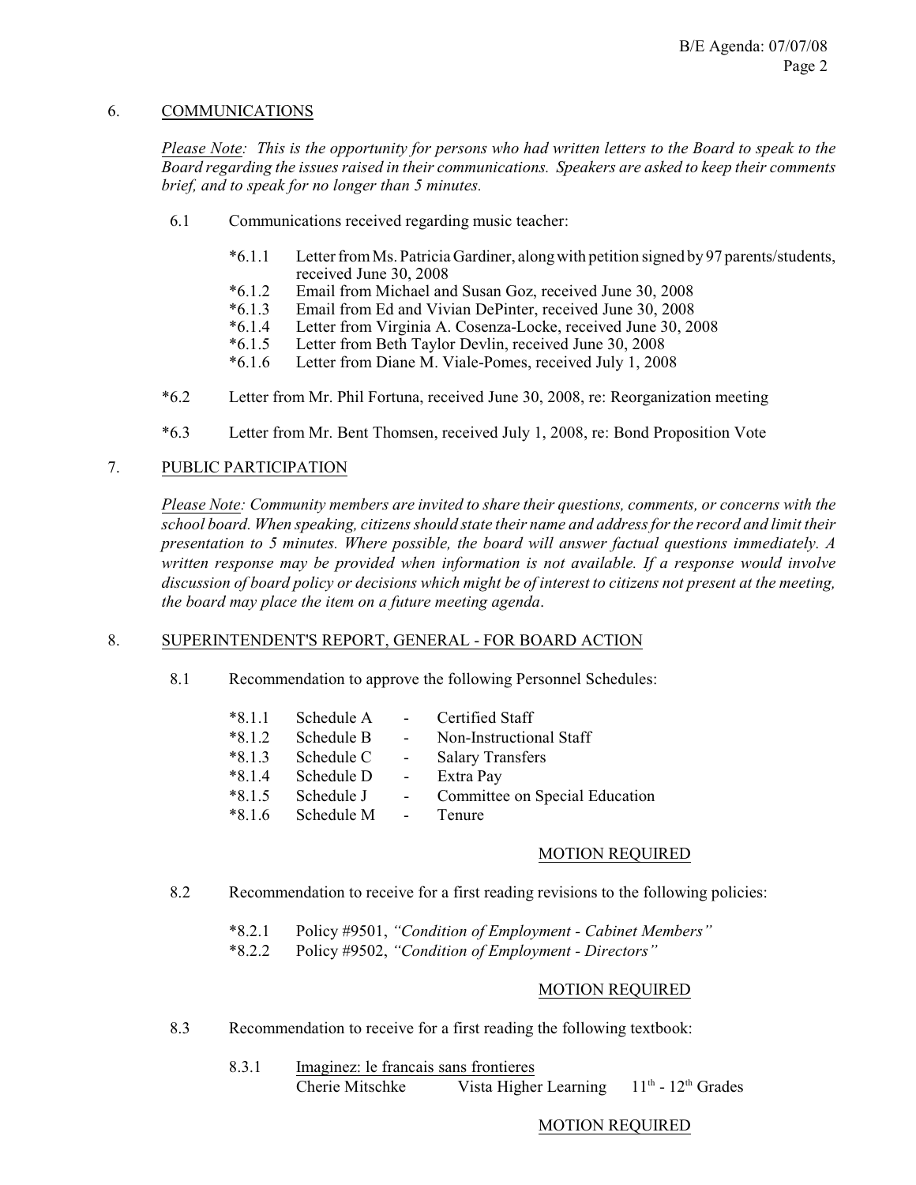## 6. COMMUNICATIONS

*Please Note: This is the opportunity for persons who had written letters to the Board to speak to the Board regarding the issues raised in their communications. Speakers are asked to keep their comments brief, and to speak for no longer than 5 minutes.*

6.1 Communications received regarding music teacher:

- *6.1.1 Letter from Ms. Patricia Gardiner, along with petition signed by 97 parents/students, received June 30, 2008
- *6.1.2 Email from Michael and Susan Goz, received June 30, 2008
- *6.1.3 Email from Ed and Vivian DePinter, received June 30, 2008
- *6.1.4 Letter from Virginia A. Cosenza-Locke, received June 30, 2008
- *6.1.5 Letter from Beth Taylor Devlin, received June 30, 2008
- *6.1.6 Letter from Diane M. Viale-Pomes, received July 1, 2008

*6.2 Letter from Mr. Phil Fortuna, received June 30, 2008, re: Reorganization meeting

*6.3 Letter from Mr. Bent Thomsen, received July 1, 2008, re: Bond Proposition Vote

## 7. PUBLIC PARTICIPATION

*Please Note: Community members are invited to share their questions, comments, or concerns with the school board. When speaking, citizens should state their name and address for the record and limit their presentation to 5 minutes. Where possible, the board will answer factual questions immediately. A written response may be provided when information is not available. If a response would involve discussion of board policy or decisions which might be of interest to citizens not present at the meeting, the board may place the item on a future meeting agenda.*

## 8. SUPERINTENDENT'S REPORT, GENERAL - FOR BOARD ACTION

8.1 Recommendation to approve the following Personnel Schedules:

- *8.1.1 Schedule A - Certified Staff
- *8.1.2 Schedule B - Non-Instructional Staff
- *8.1.3 Schedule C - Salary Transfers
- *8.1.4 Schedule D - Extra Pay
- *8.1.5 Schedule J - Committee on Special Education
- *8.1.6 Schedule M - Tenure

MOTION REQUIRED

8.2 Recommendation to receive for a first reading revisions to the following policies:

- *8.2.1 Policy #9501, *"Condition of Employment - Cabinet Members"*
- *8.2.2 Policy #9502, *"Condition of Employment - Directors"*

MOTION REQUIRED

8.3 Recommendation to receive for a first reading the following textbook:

8.3.1 Imaginez: le francais sans frontieres
Cherie Mitschke — Vista Higher Learning — 11th - 12th Grades

MOTION REQUIRED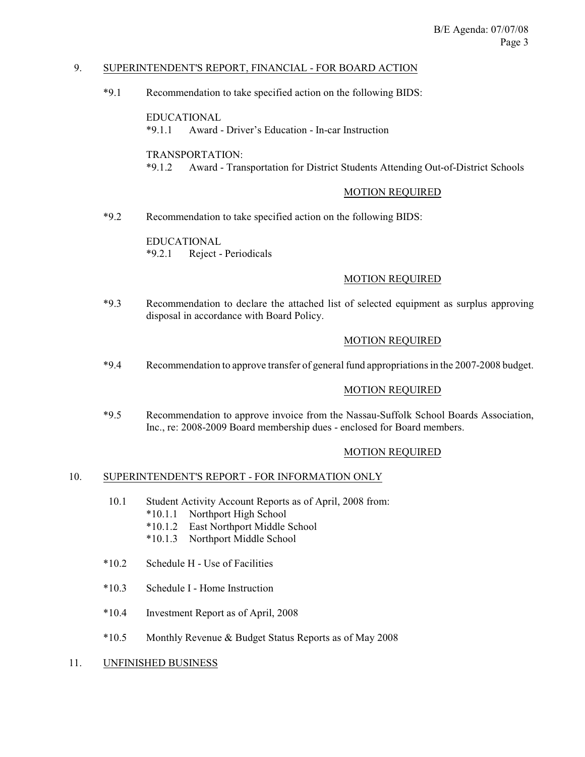## 9. SUPERINTENDENT'S REPORT, FINANCIAL - FOR BOARD ACTION

*9.1 Recommendation to take specified action on the following BIDS:

EDUCATIONAL
*9.1.1 Award - Driver's Education - In-car Instruction

TRANSPORTATION:
*9.1.2 Award - Transportation for District Students Attending Out-of-District Schools

MOTION REQUIRED

*9.2 Recommendation to take specified action on the following BIDS:

EDUCATIONAL
*9.2.1 Reject - Periodicals

MOTION REQUIRED

*9.3 Recommendation to declare the attached list of selected equipment as surplus approving disposal in accordance with Board Policy.

MOTION REQUIRED

*9.4 Recommendation to approve transfer of general fund appropriations in the 2007-2008 budget.

MOTION REQUIRED

*9.5 Recommendation to approve invoice from the Nassau-Suffolk School Boards Association, Inc., re: 2008-2009 Board membership dues - enclosed for Board members.

MOTION REQUIRED

## 10. SUPERINTENDENT'S REPORT - FOR INFORMATION ONLY

10.1 Student Activity Account Reports as of April, 2008 from:
- *10.1.1 Northport High School
- *10.1.2 East Northport Middle School
- *10.1.3 Northport Middle School

*10.2 Schedule H - Use of Facilities

*10.3 Schedule I - Home Instruction

*10.4 Investment Report as of April, 2008

*10.5 Monthly Revenue & Budget Status Reports as of May 2008

## 11. UNFINISHED BUSINESS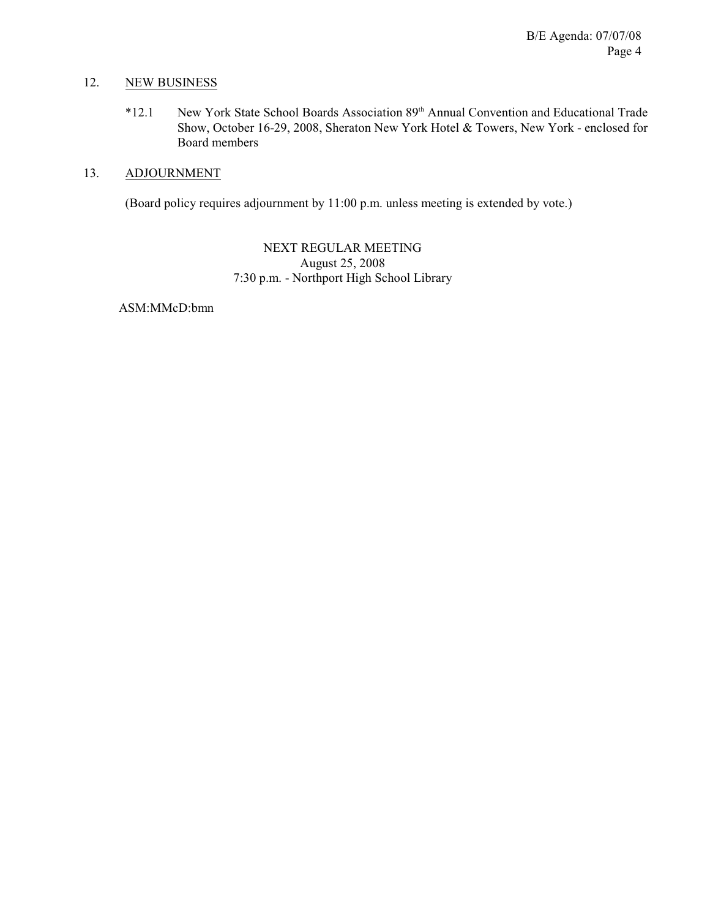12. NEW BUSINESS

*12.1 New York State School Boards Association 89th Annual Convention and Educational Trade Show, October 16-29, 2008, Sheraton New York Hotel & Towers, New York - enclosed for Board members

13. ADJOURNMENT

(Board policy requires adjournment by 11:00 p.m. unless meeting is extended by vote.)

NEXT REGULAR MEETING
August 25, 2008
7:30 p.m. - Northport High School Library

ASM:MMcD:bmn